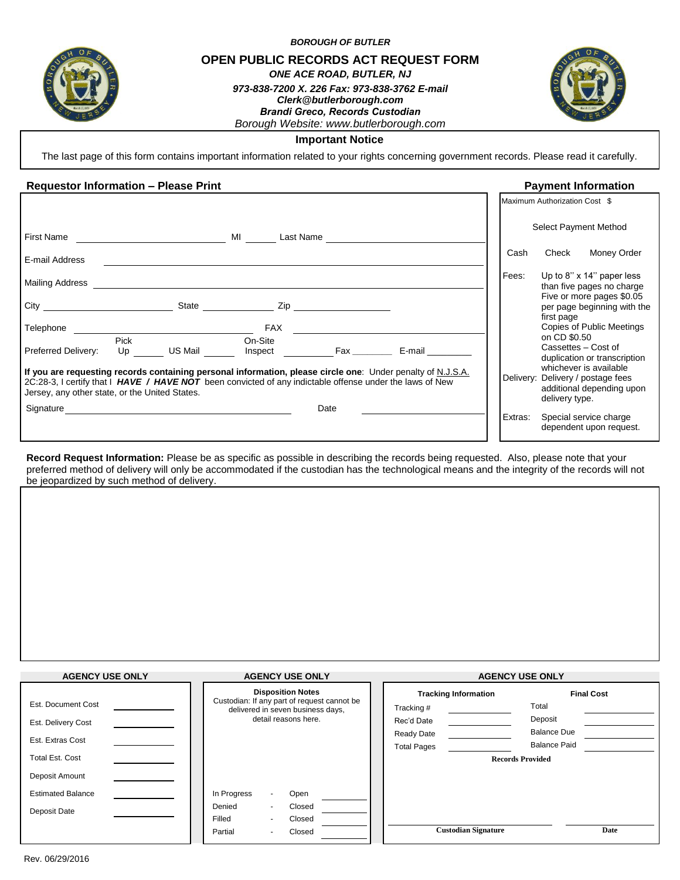*BOROUGH OF BUTLER*

# OPEN PUBLIC RECORDS ACT REQUEST FORM

***ONE ACE ROAD, BUTLER, NJ***

***973-838-7200 X. 226 Fax: 973-838-3762 E-mail Clerk@butlerborough.com***

***Brandi Greco, Records Custodian***

*Borough Website: www.butlerborough.com*

**Important Notice**

The last page of this form contains important information related to your rights concerning government records. Please read it carefully.

## Requestor Information – Please Print

First Name ____________________ MI ______ Last Name ____________________

E-mail Address ________________________________________

Mailing Address ________________________________________

City ____________________ State ______________ Zip ____________________

Telephone ____________________ FAX ____________________

Preferred Delivery: Pick Up ______ US Mail ______ On-Site Inspect __________ Fax ________ E-mail _________

**If you are requesting records containing personal information, please circle one**: Under penalty of N.J.S.A. 2C:28-3, I certify that I ***HAVE / HAVE NOT*** been convicted of any indictable offense under the laws of New Jersey, any other state, or the United States.

Signature ________________________________ Date ____________________

## Payment Information

Maximum Authorization Cost $

Select Payment Method

Cash Check Money Order

Fees: Up to 8'' x 14'' paper less than five pages no charge
Five or more pages $0.05 per page beginning with the first page
Copies of Public Meetings on CD $0.50
Cassettes – Cost of duplication or transcription whichever is available

Delivery: Delivery / postage fees additional depending upon delivery type.

Extras: Special service charge dependent upon request.

**Record Request Information:** Please be as specific as possible in describing the records being requested. Also, please note that your preferred method of delivery will only be accommodated if the custodian has the technological means and the integrity of the records will not be jeopardized by such method of delivery.

## AGENCY USE ONLY

Est. Document Cost ____________

Est. Delivery Cost ____________

Est. Extras Cost ____________

Total Est. Cost ____________

Deposit Amount ____________

Estimated Balance ____________

Deposit Date ____________

## AGENCY USE ONLY

**Disposition Notes**

Custodian: If any part of request cannot be delivered in seven business days, detail reasons here.

| | | | |
|---|---|---|---|
| In Progress | - | Open | ________ |
| Denied | - | Closed | ________ |
| Filled | - | Closed | ________ |
| Partial | - | Closed | ________ |

## AGENCY USE ONLY

**Tracking Information**

Tracking # ____________

Rec'd Date ____________

Ready Date ____________

Total Pages ____________

**Final Cost**

Total ____________

Deposit ____________

Balance Due ____________

Balance Paid ____________

**Records Provided**

**Custodian Signature** ____________________ **Date** ____________

Rev. 06/29/2016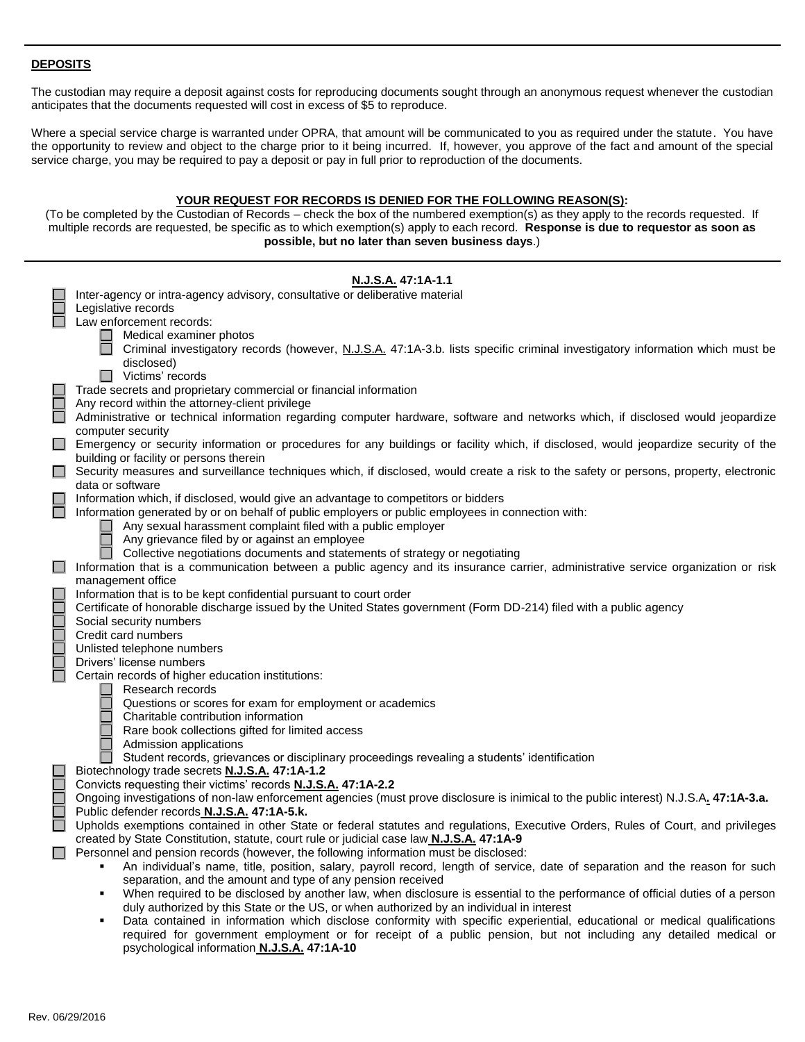## DEPOSITS

The custodian may require a deposit against costs for reproducing documents sought through an anonymous request whenever the custodian anticipates that the documents requested will cost in excess of $5 to reproduce.

Where a special service charge is warranted under OPRA, that amount will be communicated to you as required under the statute. You have the opportunity to review and object to the charge prior to it being incurred. If, however, you approve of the fact and amount of the special service charge, you may be required to pay a deposit or pay in full prior to reproduction of the documents.

### YOUR REQUEST FOR RECORDS IS DENIED FOR THE FOLLOWING REASON(S):

(To be completed by the Custodian of Records – check the box of the numbered exemption(s) as they apply to the records requested. If multiple records are requested, be specific as to which exemption(s) apply to each record. **Response is due to requestor as soon as possible, but no later than seven business days**.)

**N.J.S.A. 47:1A-1.1**

- ☐ Inter-agency or intra-agency advisory, consultative or deliberative material
- ☐ Legislative records
- ☐ Law enforcement records:
  - ☐ Medical examiner photos
  - ☐ Criminal investigatory records (however, N.J.S.A. 47:1A-3.b. lists specific criminal investigatory information which must be disclosed)
  - ☐ Victims' records
- ☐ Trade secrets and proprietary commercial or financial information
- ☐ Any record within the attorney-client privilege
- ☐ Administrative or technical information regarding computer hardware, software and networks which, if disclosed would jeopardize computer security
- ☐ Emergency or security information or procedures for any buildings or facility which, if disclosed, would jeopardize security of the building or facility or persons therein
- ☐ Security measures and surveillance techniques which, if disclosed, would create a risk to the safety or persons, property, electronic data or software
- ☐ Information which, if disclosed, would give an advantage to competitors or bidders
- ☐ Information generated by or on behalf of public employers or public employees in connection with:
  - ☐ Any sexual harassment complaint filed with a public employer
  - ☐ Any grievance filed by or against an employee
  - ☐ Collective negotiations documents and statements of strategy or negotiating
- ☐ Information that is a communication between a public agency and its insurance carrier, administrative service organization or risk management office
- ☐ Information that is to be kept confidential pursuant to court order
- ☐ Certificate of honorable discharge issued by the United States government (Form DD-214) filed with a public agency
- ☐ Social security numbers
- ☐ Credit card numbers
- ☐ Unlisted telephone numbers
- ☐ Drivers' license numbers
- ☐ Certain records of higher education institutions:
  - ☐ Research records
  - ☐ Questions or scores for exam for employment or academics
  - ☐ Charitable contribution information
  - ☐ Rare book collections gifted for limited access
  - ☐ Admission applications
  - ☐ Student records, grievances or disciplinary proceedings revealing a students' identification
- ☐ Biotechnology trade secrets **N.J.S.A. 47:1A-1.2**
- ☐ Convicts requesting their victims' records **N.J.S.A. 47:1A-2.2**
- ☐ Ongoing investigations of non-law enforcement agencies (must prove disclosure is inimical to the public interest) N.J.S.A**. 47:1A-3.a.**
- ☐ Public defender records **N.J.S.A. 47:1A-5.k.**
- ☐ Upholds exemptions contained in other State or federal statutes and regulations, Executive Orders, Rules of Court, and privileges created by State Constitution, statute, court rule or judicial case law **N.J.S.A. 47:1A-9**
- ☐ Personnel and pension records (however, the following information must be disclosed:
  - An individual's name, title, position, salary, payroll record, length of service, date of separation and the reason for such separation, and the amount and type of any pension received
  - When required to be disclosed by another law, when disclosure is essential to the performance of official duties of a person duly authorized by this State or the US, or when authorized by an individual in interest
  - Data contained in information which disclose conformity with specific experiential, educational or medical qualifications required for government employment or for receipt of a public pension, but not including any detailed medical or psychological information **N.J.S.A. 47:1A-10**

Rev. 06/29/2016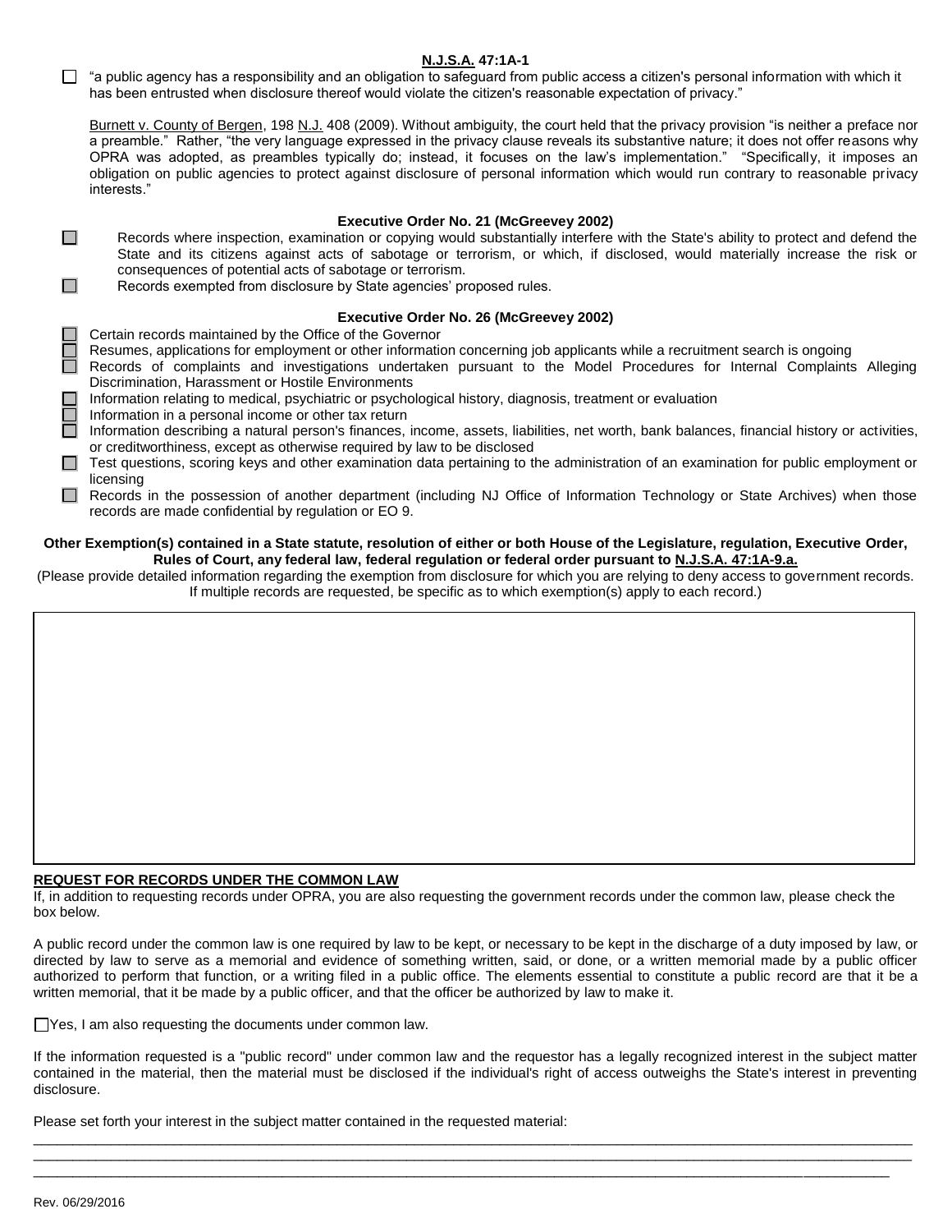**N.J.S.A. 47:1A-1**

☐ "a public agency has a responsibility and an obligation to safeguard from public access a citizen's personal information with which it has been entrusted when disclosure thereof would violate the citizen's reasonable expectation of privacy."

Burnett v. County of Bergen, 198 N.J. 408 (2009). Without ambiguity, the court held that the privacy provision "is neither a preface nor a preamble." Rather, "the very language expressed in the privacy clause reveals its substantive nature; it does not offer reasons why OPRA was adopted, as preambles typically do; instead, it focuses on the law's implementation." "Specifically, it imposes an obligation on public agencies to protect against disclosure of personal information which would run contrary to reasonable privacy interests."

**Executive Order No. 21 (McGreevey 2002)**

☐ Records where inspection, examination or copying would substantially interfere with the State's ability to protect and defend the State and its citizens against acts of sabotage or terrorism, or which, if disclosed, would materially increase the risk or consequences of potential acts of sabotage or terrorism.

☐ Records exempted from disclosure by State agencies' proposed rules.

**Executive Order No. 26 (McGreevey 2002)**

☐ Certain records maintained by the Office of the Governor

☐ Resumes, applications for employment or other information concerning job applicants while a recruitment search is ongoing

☐ Records of complaints and investigations undertaken pursuant to the Model Procedures for Internal Complaints Alleging Discrimination, Harassment or Hostile Environments

☐ Information relating to medical, psychiatric or psychological history, diagnosis, treatment or evaluation

☐ Information in a personal income or other tax return

☐ Information describing a natural person's finances, income, assets, liabilities, net worth, bank balances, financial history or activities, or creditworthiness, except as otherwise required by law to be disclosed

☐ Test questions, scoring keys and other examination data pertaining to the administration of an examination for public employment or licensing

☐ Records in the possession of another department (including NJ Office of Information Technology or State Archives) when those records are made confidential by regulation or EO 9.

**Other Exemption(s) contained in a State statute, resolution of either or both House of the Legislature, regulation, Executive Order, Rules of Court, any federal law, federal regulation or federal order pursuant to N.J.S.A. 47:1A-9.a.**

(Please provide detailed information regarding the exemption from disclosure for which you are relying to deny access to government records. If multiple records are requested, be specific as to which exemption(s) apply to each record.)

**REQUEST FOR RECORDS UNDER THE COMMON LAW**

If, in addition to requesting records under OPRA, you are also requesting the government records under the common law, please check the box below.

A public record under the common law is one required by law to be kept, or necessary to be kept in the discharge of a duty imposed by law, or directed by law to serve as a memorial and evidence of something written, said, or done, or a written memorial made by a public officer authorized to perform that function, or a writing filed in a public office. The elements essential to constitute a public record are that it be a written memorial, that it be made by a public officer, and that the officer be authorized by law to make it.

☐ Yes, I am also requesting the documents under common law.

If the information requested is a "public record" under common law and the requestor has a legally recognized interest in the subject matter contained in the material, then the material must be disclosed if the individual's right of access outweighs the State's interest in preventing disclosure.

Please set forth your interest in the subject matter contained in the requested material:

\_\_\_\_\_\_\_\_\_\_\_\_\_\_\_\_\_\_\_\_\_\_\_\_\_\_\_\_\_\_\_\_\_\_\_\_\_\_\_\_\_\_\_\_\_\_\_\_\_\_\_\_\_\_\_\_\_\_\_\_\_\_\_\_\_\_\_\_\_\_\_\_\_\_\_\_

\_\_\_\_\_\_\_\_\_\_\_\_\_\_\_\_\_\_\_\_\_\_\_\_\_\_\_\_\_\_\_\_\_\_\_\_\_\_\_\_\_\_\_\_\_\_\_\_\_\_\_\_\_\_\_\_\_\_\_\_\_\_\_\_\_\_\_\_\_\_\_\_\_\_\_\_

\_\_\_\_\_\_\_\_\_\_\_\_\_\_\_\_\_\_\_\_\_\_\_\_\_\_\_\_\_\_\_\_\_\_\_\_\_\_\_\_\_\_\_\_\_\_\_\_\_\_\_\_\_\_\_\_\_\_\_\_\_\_\_\_\_\_\_\_\_\_\_\_\_\_\_\_

Rev. 06/29/2016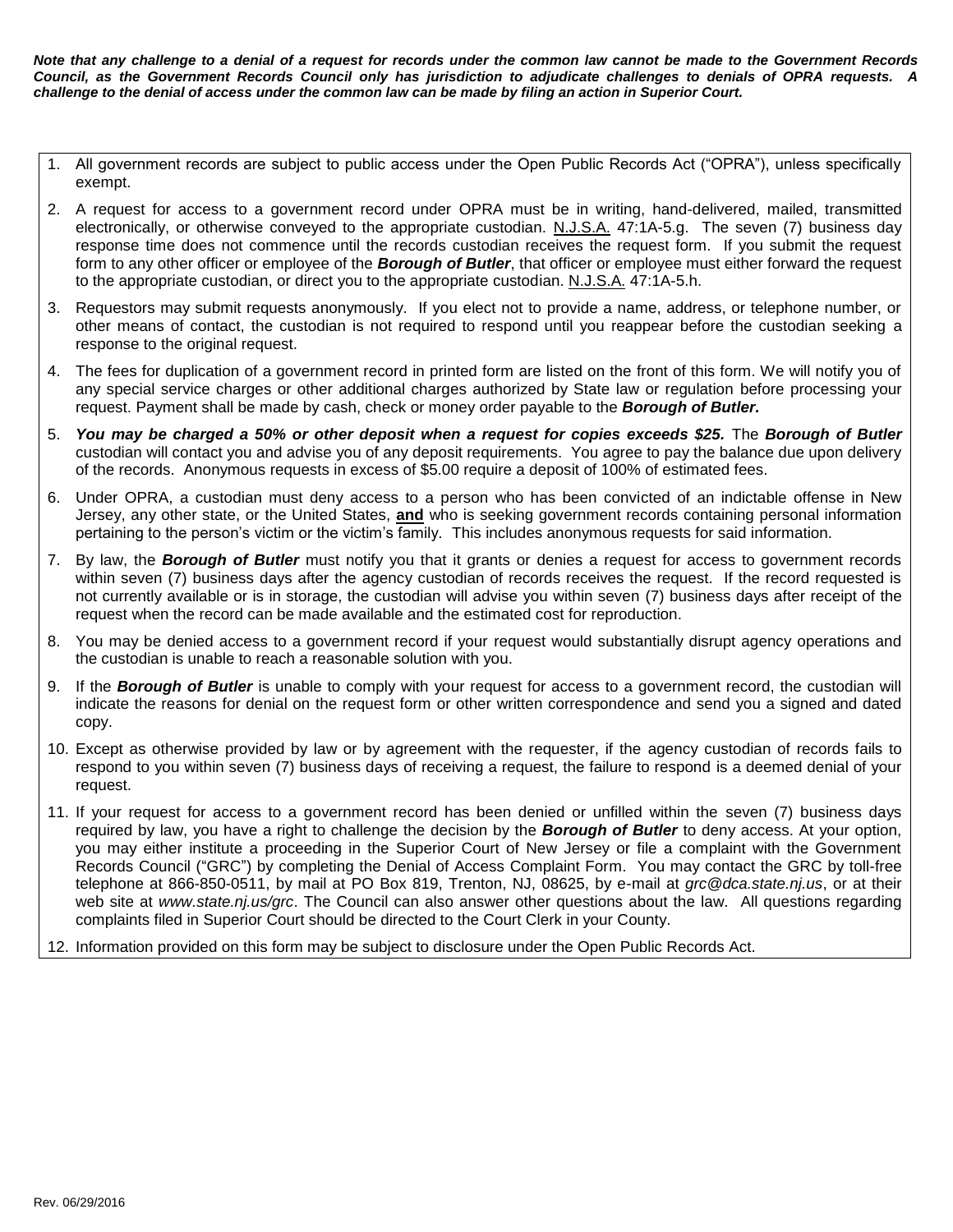***Note that any challenge to a denial of a request for records under the common law cannot be made to the Government Records Council, as the Government Records Council only has jurisdiction to adjudicate challenges to denials of OPRA requests. A challenge to the denial of access under the common law can be made by filing an action in Superior Court.***

1. All government records are subject to public access under the Open Public Records Act ("OPRA"), unless specifically exempt.
2. A request for access to a government record under OPRA must be in writing, hand-delivered, mailed, transmitted electronically, or otherwise conveyed to the appropriate custodian. N.J.S.A. 47:1A-5.g. The seven (7) business day response time does not commence until the records custodian receives the request form. If you submit the request form to any other officer or employee of the ***Borough of Butler***, that officer or employee must either forward the request to the appropriate custodian, or direct you to the appropriate custodian. N.J.S.A. 47:1A-5.h.
3. Requestors may submit requests anonymously. If you elect not to provide a name, address, or telephone number, or other means of contact, the custodian is not required to respond until you reappear before the custodian seeking a response to the original request.
4. The fees for duplication of a government record in printed form are listed on the front of this form. We will notify you of any special service charges or other additional charges authorized by State law or regulation before processing your request. Payment shall be made by cash, check or money order payable to the ***Borough of Butler.***
5. ***You may be charged a 50% or other deposit when a request for copies exceeds $25.*** The ***Borough of Butler*** custodian will contact you and advise you of any deposit requirements. You agree to pay the balance due upon delivery of the records. Anonymous requests in excess of $5.00 require a deposit of 100% of estimated fees.
6. Under OPRA, a custodian must deny access to a person who has been convicted of an indictable offense in New Jersey, any other state, or the United States, **and** who is seeking government records containing personal information pertaining to the person's victim or the victim's family. This includes anonymous requests for said information.
7. By law, the ***Borough of Butler*** must notify you that it grants or denies a request for access to government records within seven (7) business days after the agency custodian of records receives the request. If the record requested is not currently available or is in storage, the custodian will advise you within seven (7) business days after receipt of the request when the record can be made available and the estimated cost for reproduction.
8. You may be denied access to a government record if your request would substantially disrupt agency operations and the custodian is unable to reach a reasonable solution with you.
9. If the ***Borough of Butler*** is unable to comply with your request for access to a government record, the custodian will indicate the reasons for denial on the request form or other written correspondence and send you a signed and dated copy.
10. Except as otherwise provided by law or by agreement with the requester, if the agency custodian of records fails to respond to you within seven (7) business days of receiving a request, the failure to respond is a deemed denial of your request.
11. If your request for access to a government record has been denied or unfilled within the seven (7) business days required by law, you have a right to challenge the decision by the ***Borough of Butler*** to deny access. At your option, you may either institute a proceeding in the Superior Court of New Jersey or file a complaint with the Government Records Council ("GRC") by completing the Denial of Access Complaint Form. You may contact the GRC by toll-free telephone at 866-850-0511, by mail at PO Box 819, Trenton, NJ, 08625, by e-mail at *grc@dca.state.nj.us*, or at their web site at *www.state.nj.us/grc*. The Council can also answer other questions about the law. All questions regarding complaints filed in Superior Court should be directed to the Court Clerk in your County.
12. Information provided on this form may be subject to disclosure under the Open Public Records Act.

Rev. 06/29/2016